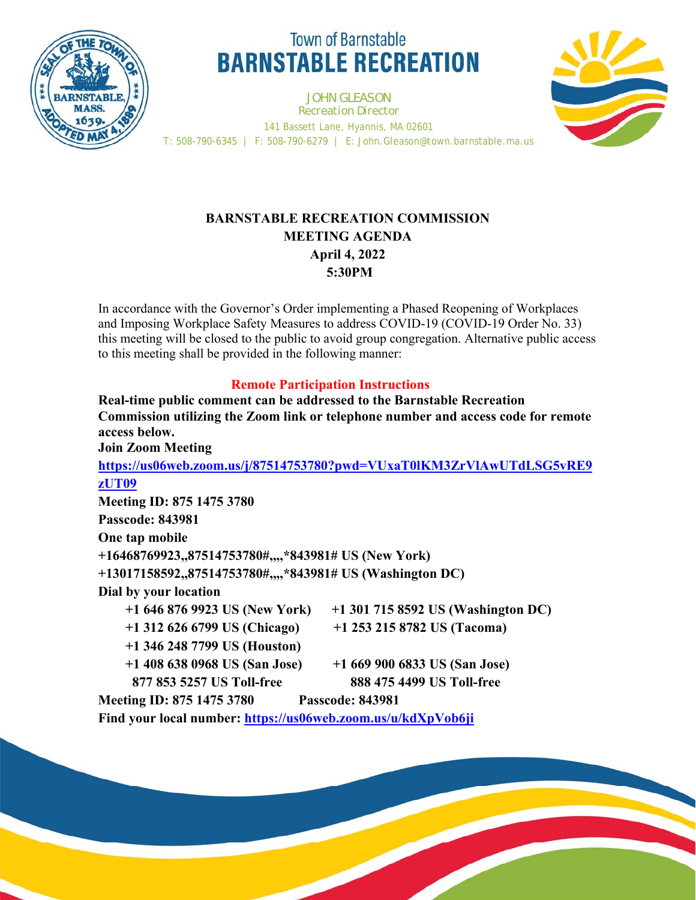Town of Barnstable

# BARNSTABLE RECREATION

JOHN GLEASON
Recreation Director
141 Bassett Lane, Hyannis, MA 02601
T: 508-790-6345 | F: 508-790-6279 | E: John.Gleason@town.barnstable.ma.us

## BARNSTABLE RECREATION COMMISSION
## MEETING AGENDA
## April 4, 2022
## 5:30PM

In accordance with the Governor's Order implementing a Phased Reopening of Workplaces and Imposing Workplace Safety Measures to address COVID-19 (COVID-19 Order No. 33) this meeting will be closed to the public to avoid group congregation. Alternative public access to this meeting shall be provided in the following manner:

### Remote Participation Instructions

**Real-time public comment can be addressed to the Barnstable Recreation Commission utilizing the Zoom link or telephone number and access code for remote access below.**

**Join Zoom Meeting**

**https://us06web.zoom.us/j/87514753780?pwd=VUxaT0lKM3ZrVlAwUTdLSG5vRE9zUT09**

**Meeting ID: 875 1475 3780**

**Passcode: 843981**

**One tap mobile**

**+16468769923,,87514753780#,,,,*843981# US (New York)**

**+13017158592,,87514753780#,,,,*843981# US (Washington DC)**

**Dial by your location**

**+1 646 876 9923 US (New York) +1 301 715 8592 US (Washington DC)**

**+1 312 626 6799 US (Chicago) +1 253 215 8782 US (Tacoma)**

**+1 346 248 7799 US (Houston)**

**+1 408 638 0968 US (San Jose) +1 669 900 6833 US (San Jose)**

**877 853 5257 US Toll-free 888 475 4499 US Toll-free**

**Meeting ID: 875 1475 3780 Passcode: 843981**

**Find your local number: https://us06web.zoom.us/u/kdXpVob6ji**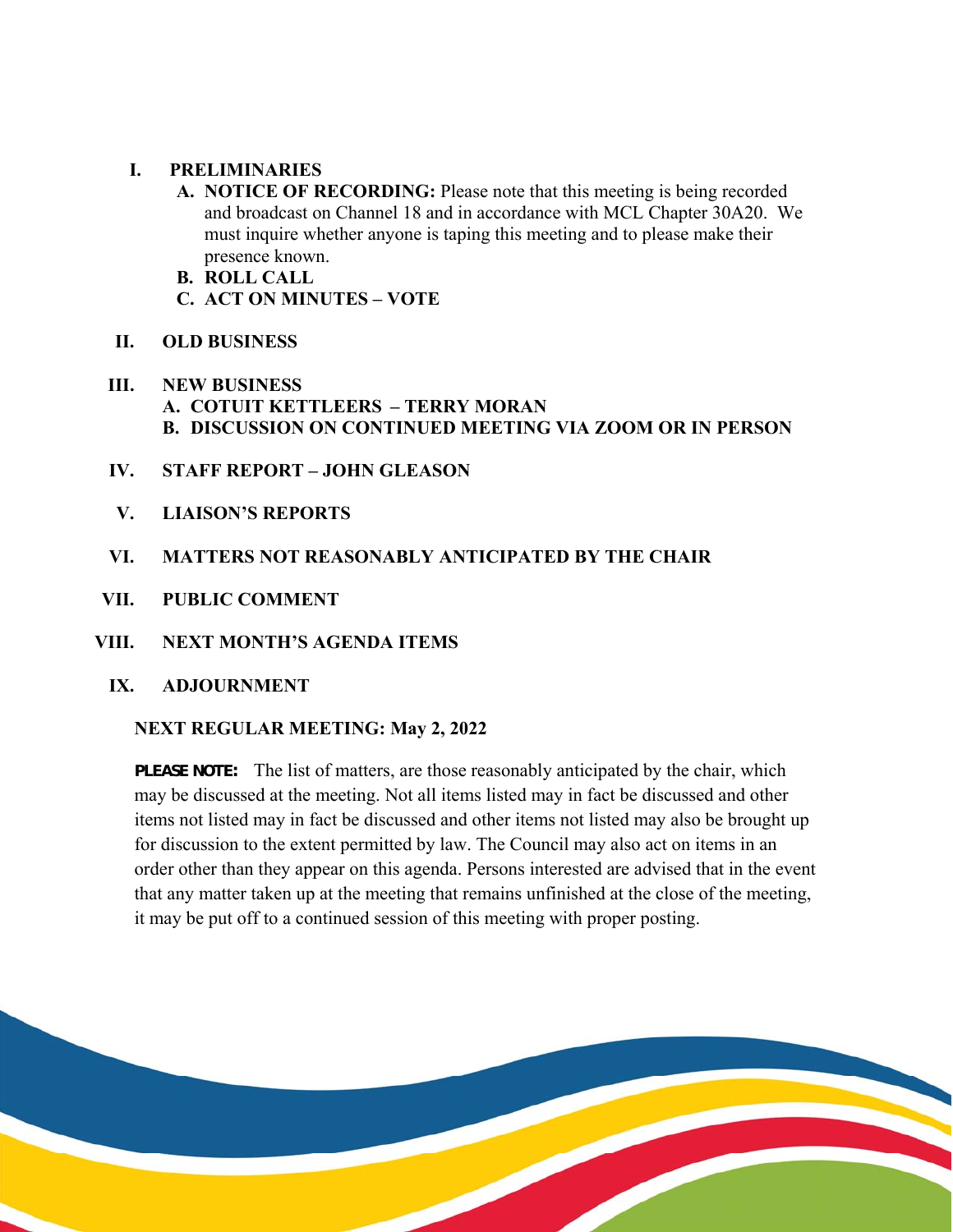**I. PRELIMINARIES**

- **A. NOTICE OF RECORDING:** Please note that this meeting is being recorded and broadcast on Channel 18 and in accordance with MCL Chapter 30A20. We must inquire whether anyone is taping this meeting and to please make their presence known.
- **B. ROLL CALL**
- **C. ACT ON MINUTES – VOTE**

**II. OLD BUSINESS**

**III. NEW BUSINESS**

- **A. COTUIT KETTLEERS – TERRY MORAN**
- **B. DISCUSSION ON CONTINUED MEETING VIA ZOOM OR IN PERSON**

**IV. STAFF REPORT – JOHN GLEASON**

**V. LIAISON'S REPORTS**

**VI. MATTERS NOT REASONABLY ANTICIPATED BY THE CHAIR**

**VII. PUBLIC COMMENT**

**VIII. NEXT MONTH'S AGENDA ITEMS**

**IX. ADJOURNMENT**

**NEXT REGULAR MEETING: May 2, 2022**

**PLEASE NOTE:** The list of matters, are those reasonably anticipated by the chair, which may be discussed at the meeting. Not all items listed may in fact be discussed and other items not listed may in fact be discussed and other items not listed may also be brought up for discussion to the extent permitted by law. The Council may also act on items in an order other than they appear on this agenda. Persons interested are advised that in the event that any matter taken up at the meeting that remains unfinished at the close of the meeting, it may be put off to a continued session of this meeting with proper posting.